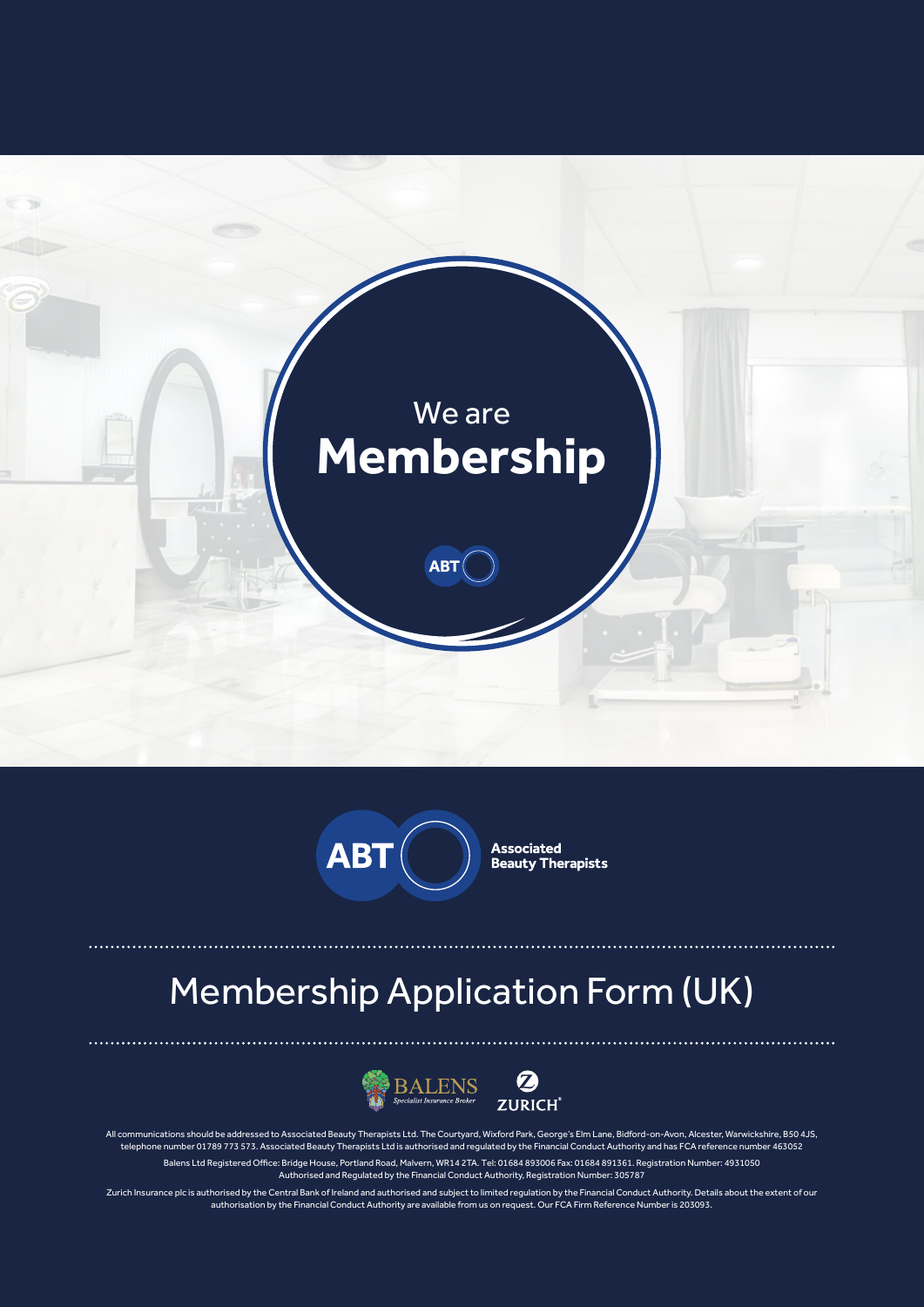We are
# Membership

ABT

ABT Associated Beauty Therapists

# Membership Application Form (UK)

BALENS Specialist Insurance Broker

ZURICH®

All communications should be addressed to Associated Beauty Therapists Ltd. The Courtyard, Wixford Park, George's Elm Lane, Bidford-on-Avon, Alcester, Warwickshire, B50 4JS, telephone number 01789 773 573. Associated Beauty Therapists Ltd is authorised and regulated by the Financial Conduct Authority and has FCA reference number 463052

Balens Ltd Registered Office: Bridge House, Portland Road, Malvern, WR14 2TA. Tel: 01684 893006 Fax: 01684 891361. Registration Number: 4931050
Authorised and Regulated by the Financial Conduct Authority, Registration Number: 305787

Zurich Insurance plc is authorised by the Central Bank of Ireland and authorised and subject to limited regulation by the Financial Conduct Authority. Details about the extent of our authorisation by the Financial Conduct Authority are available from us on request. Our FCA Firm Reference Number is 203093.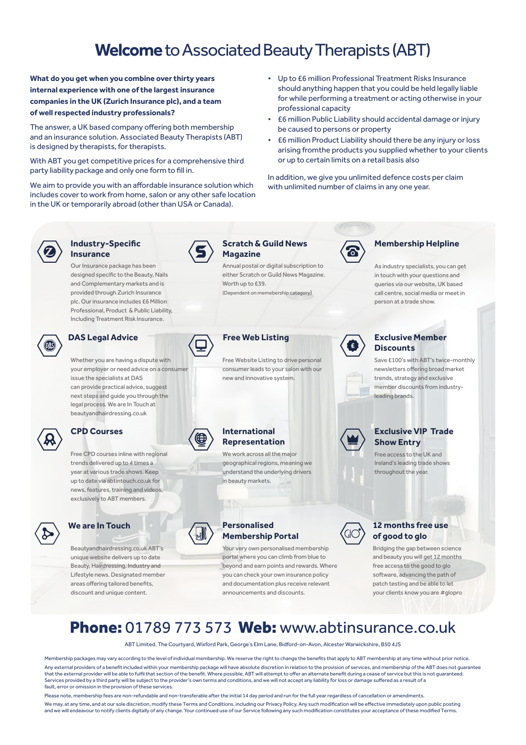# **Welcome** to Associated Beauty Therapists (ABT)

**What do you get when you combine over thirty years internal experience with one of the largest insurance companies in the UK (Zurich Insurance plc), and a team of well respected industry professionals?**

The answer, a UK based company offering both membership and an insurance solution. Associated Beauty Therapists (ABT) is designed by therapists, for therapists.

With ABT you get competitive prices for a comprehensive third party liability package and only one form to fill in.

We aim to provide you with an affordable insurance solution which includes cover to work from home, salon or any other safe location in the UK or temporarily abroad (other than USA or Canada).

- Up to £6 million Professional Treatment Risks Insurance should anything happen that you could be held legally liable for while performing a treatment or acting otherwise in your professional capacity
- £6 million Public Liability should accidental damage or injury be caused to persons or property
- £6 million Product Liability should there be any injury or loss arising fromthe products you supplied whether to your clients or up to certain limits on a retail basis also

In addition, we give you unlimited defence costs per claim with unlimited number of claims in any one year.

### Industry-Specific Insurance

Our Insurance package has been designed specific to the Beauty, Nails and Complementary markets and is provided through Zurich Insurance plc. Our insurance includes £6 Million Professional, Product & Public Liability, Including Treatment Risk Insurance.

### Scratch & Guild News Magazine

Annual postal or digital subscription to either Scratch or Guild News Magazine. Worth up to £39.
(Dependent on memebership catagory)

### Membership Helpline

As industry specialists, you can get in touch with your questions and queries via our website, UK based call centre, social media or meet in person at a trade show.

### DAS Legal Advice

Whether you are having a dispute with your employer or need advice on a consumer issue the specialists at DAS can provide practical advice, suggest next steps and guide you through the legal process. We are In Touch at beautyandhairdressing.co.uk

### Free Web Listing

Free Website Listing to drive personal consumer leads to your salon with our new and innovative system.

### Exclusive Member Discounts

Save £100's with ABT's twice-monthly newsletters offering broad market trends, strategy and exclusive member discounts from industry-leading brands.

### CPD Courses

Free CPD courses inline with regional trends delivered up to 4 times a year at various trade shows. Keep up to date via abtintouch.co.uk for news, features, training and videos, exclusively to ABT members.

### International Representation

We work across all the major geographical regions, meaning we understand the underlying drivers in beauty markets.

### Exclusive VIP Trade Show Entry

Free access to the UK and Ireland's leading trade shows throughout the year.

### We are In Touch

Beautyandhairdressing.co.uk ABT's unique website delivers up to date Beauty, Hairdressing, Industry and Lifestyle news. Designated member areas offering tailored benefits, discount and unique content.

### Personalised Membership Portal

Your very own personalised membership portal where you can climb from blue to beyond and earn points and rewards. Where you can check your own insurance policy and documentation plus receive relevant announcements and discounts.

### 12 months free use of good to glo

Bridging the gap between science and beauty you will get 12 months free access to the good to glo software, advancing the path of patch testing and be able to let your clients know you are #glopro

## **Phone:** 01789 773 573 **Web:** www.abtinsurance.co.uk

ABT Limited. The Courtyard, Wixford Park, George's Elm Lane, Bidford-on-Avon, Alcester Warwickshire, B50 4JS

Membership packages may vary according to the level of individual membership. We reserve the right to change the benefits that apply to ABT membership at any time without prior notice.

Any external providers of a benefit included within your membership package will have absolute discretion in relation to the provision of services, and membership of the ABT does not guarantee that the external provider will be able to fulfil that section of the benefit. Where possible, ABT will attempt to offer an alternate benefit during a cease of service but this is not guaranteed. Services provided by a third party will be subject to the provider's own terms and conditions, and we will not accept any liability for loss or damage suffered as a result of a fault, error or omission in the provision of these services.

Please note, membership fees are non-refundable and non-transferable after the initial 14 day period and run for the full year regardless of cancellation or amendments.

We may, at any time, and at our sole discretion, modify these Terms and Conditions, including our Privacy Policy. Any such modification will be effective immediately upon public posting and we will endeavour to notify clients digitally of any change. Your continued use of our Service following any such modification constitutes your acceptance of these modified Terms.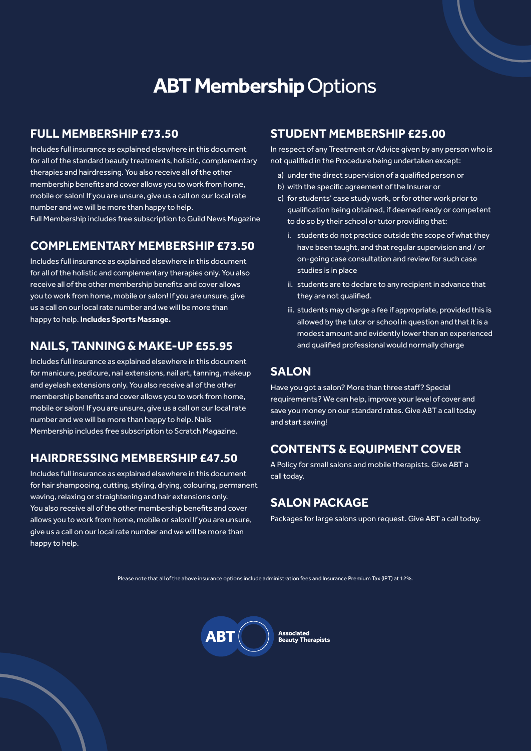# **ABT Membership** Options

## FULL MEMBERSHIP £73.50

Includes full insurance as explained elsewhere in this document for all of the standard beauty treatments, holistic, complementary therapies and hairdressing. You also receive all of the other membership benefits and cover allows you to work from home, mobile or salon! If you are unsure, give us a call on our local rate number and we will be more than happy to help.
Full Membership includes free subscription to Guild News Magazine

## COMPLEMENTARY MEMBERSHIP £73.50

Includes full insurance as explained elsewhere in this document for all of the holistic and complementary therapies only. You also receive all of the other membership benefits and cover allows you to work from home, mobile or salon! If you are unsure, give us a call on our local rate number and we will be more than happy to help. **Includes Sports Massage.**

## NAILS, TANNING & MAKE-UP £55.95

Includes full insurance as explained elsewhere in this document for manicure, pedicure, nail extensions, nail art, tanning, makeup and eyelash extensions only. You also receive all of the other membership benefits and cover allows you to work from home, mobile or salon! If you are unsure, give us a call on our local rate number and we will be more than happy to help. Nails Membership includes free subscription to Scratch Magazine.

## HAIRDRESSING MEMBERSHIP £47.50

Includes full insurance as explained elsewhere in this document for hair shampooing, cutting, styling, drying, colouring, permanent waving, relaxing or straightening and hair extensions only. You also receive all of the other membership benefits and cover allows you to work from home, mobile or salon! If you are unsure, give us a call on our local rate number and we will be more than happy to help.

## STUDENT MEMBERSHIP £25.00

In respect of any Treatment or Advice given by any person who is not qualified in the Procedure being undertaken except:

a) under the direct supervision of a qualified person or
b) with the specific agreement of the Insurer or
c) for students' case study work, or for other work prior to qualification being obtained, if deemed ready or competent to do so by their school or tutor providing that:
   i. students do not practice outside the scope of what they have been taught, and that regular supervision and / or on-going case consultation and review for such case studies is in place
   ii. students are to declare to any recipient in advance that they are not qualified.
   iii. students may charge a fee if appropriate, provided this is allowed by the tutor or school in question and that it is a modest amount and evidently lower than an experienced and qualified professional would normally charge

## SALON

Have you got a salon? More than three staff? Special requirements? We can help, improve your level of cover and save you money on our standard rates. Give ABT a call today and start saving!

## CONTENTS & EQUIPMENT COVER

A Policy for small salons and mobile therapists. Give ABT a call today.

## SALON PACKAGE

Packages for large salons upon request. Give ABT a call today.

Please note that all of the above insurance options include administration fees and Insurance Premium Tax (IPT) at 12%.

ABT Associated Beauty Therapists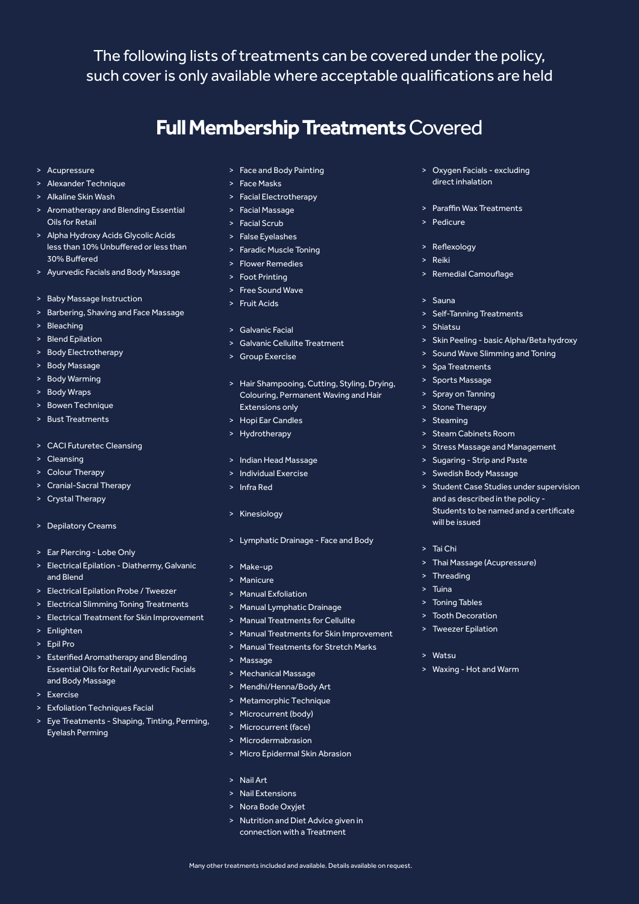The following lists of treatments can be covered under the policy, such cover is only available where acceptable qualifications are held

# **Full Membership Treatments** Covered

- Acupressure
- Alexander Technique
- Alkaline Skin Wash
- Aromatherapy and Blending Essential Oils for Retail
- Alpha Hydroxy Acids Glycolic Acids less than 10% Unbuffered or less than 30% Buffered
- Ayurvedic Facials and Body Massage

- Baby Massage Instruction
- Barbering, Shaving and Face Massage
- Bleaching
- Blend Epilation
- Body Electrotherapy
- Body Massage
- Body Warming
- Body Wraps
- Bowen Technique
- Bust Treatments

- CACI Futuretec Cleansing
- Cleansing
- Colour Therapy
- Cranial-Sacral Therapy
- Crystal Therapy

- Depilatory Creams

- Ear Piercing - Lobe Only
- Electrical Epilation - Diathermy, Galvanic and Blend
- Electrical Epilation Probe / Tweezer
- Electrical Slimming Toning Treatments
- Electrical Treatment for Skin Improvement
- Enlighten
- Epil Pro
- Esterified Aromatherapy and Blending Essential Oils for Retail Ayurvedic Facials and Body Massage
- Exercise
- Exfoliation Techniques Facial
- Eye Treatments - Shaping, Tinting, Perming, Eyelash Perming

- Face and Body Painting
- Face Masks
- Facial Electrotherapy
- Facial Massage
- Facial Scrub
- False Eyelashes
- Faradic Muscle Toning
- Flower Remedies
- Foot Printing
- Free Sound Wave
- Fruit Acids

- Galvanic Facial
- Galvanic Cellulite Treatment
- Group Exercise

- Hair Shampooing, Cutting, Styling, Drying, Colouring, Permanent Waving and Hair Extensions only
- Hopi Ear Candles
- Hydrotherapy

- Indian Head Massage
- Individual Exercise
- Infra Red

- Kinesiology

- Lymphatic Drainage - Face and Body

- Make-up
- Manicure
- Manual Exfoliation
- Manual Lymphatic Drainage
- Manual Treatments for Cellulite
- Manual Treatments for Skin Improvement
- Manual Treatments for Stretch Marks
- Massage
- Mechanical Massage
- Mendhi/Henna/Body Art
- Metamorphic Technique
- Microcurrent (body)
- Microcurrent (face)
- Microdermabrasion
- Micro Epidermal Skin Abrasion

- Nail Art
- Nail Extensions
- Nora Bode Oxyjet
- Nutrition and Diet Advice given in connection with a Treatment

- Oxygen Facials - excluding direct inhalation

- Paraffin Wax Treatments
- Pedicure

- Reflexology
- Reiki
- Remedial Camouflage

- Sauna
- Self-Tanning Treatments
- Shiatsu
- Skin Peeling - basic Alpha/Beta hydroxy
- Sound Wave Slimming and Toning
- Spa Treatments
- Sports Massage
- Spray on Tanning
- Stone Therapy
- Steaming
- Steam Cabinets Room
- Stress Massage and Management
- Sugaring - Strip and Paste
- Swedish Body Massage
- Student Case Studies under supervision and as described in the policy - Students to be named and a certificate will be issued

- Tai Chi
- Thai Massage (Acupressure)
- Threading
- Tuina
- Toning Tables
- Tooth Decoration
- Tweezer Epilation

- Watsu
- Waxing - Hot and Warm

Many other treatments included and available. Details available on request.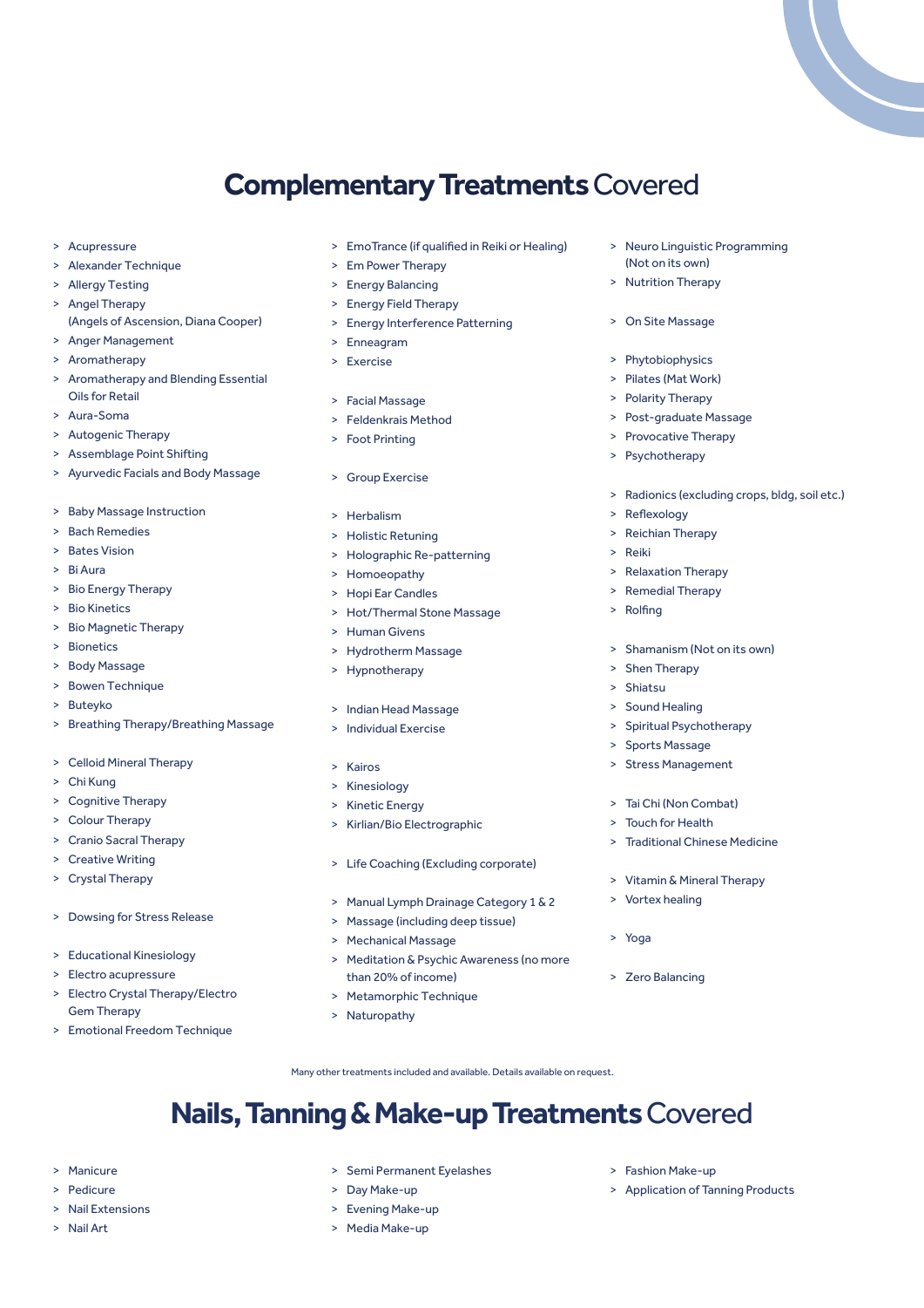# **Complementary Treatments** Covered

- Acupressure
- Alexander Technique
- Allergy Testing
- Angel Therapy (Angels of Ascension, Diana Cooper)
- Anger Management
- Aromatherapy
- Aromatherapy and Blending Essential Oils for Retail
- Aura-Soma
- Autogenic Therapy
- Assemblage Point Shifting
- Ayurvedic Facials and Body Massage

- Baby Massage Instruction
- Bach Remedies
- Bates Vision
- Bi Aura
- Bio Energy Therapy
- Bio Kinetics
- Bio Magnetic Therapy
- Bionetics
- Body Massage
- Bowen Technique
- Buteyko
- Breathing Therapy/Breathing Massage

- Celloid Mineral Therapy
- Chi Kung
- Cognitive Therapy
- Colour Therapy
- Cranio Sacral Therapy
- Creative Writing
- Crystal Therapy

- Dowsing for Stress Release

- Educational Kinesiology
- Electro acupressure
- Electro Crystal Therapy/Electro Gem Therapy
- Emotional Freedom Technique
- EmoTrance (if qualified in Reiki or Healing)
- Em Power Therapy
- Energy Balancing
- Energy Field Therapy
- Energy Interference Patterning
- Enneagram
- Exercise

- Facial Massage
- Feldenkrais Method
- Foot Printing

- Group Exercise

- Herbalism
- Holistic Retuning
- Holographic Re-patterning
- Homoeopathy
- Hopi Ear Candles
- Hot/Thermal Stone Massage
- Human Givens
- Hydrotherm Massage
- Hypnotherapy

- Indian Head Massage
- Individual Exercise

- Kairos
- Kinesiology
- Kinetic Energy
- Kirlian/Bio Electrographic

- Life Coaching (Excluding corporate)

- Manual Lymph Drainage Category 1 & 2
- Massage (including deep tissue)
- Mechanical Massage
- Meditation & Psychic Awareness (no more than 20% of income)
- Metamorphic Technique
- Naturopathy
- Neuro Linguistic Programming (Not on its own)
- Nutrition Therapy

- On Site Massage

- Phytobiophysics
- Pilates (Mat Work)
- Polarity Therapy
- Post-graduate Massage
- Provocative Therapy
- Psychotherapy

- Radionics (excluding crops, bldg, soil etc.)
- Reflexology
- Reichian Therapy
- Reiki
- Relaxation Therapy
- Remedial Therapy
- Rolfing

- Shamanism (Not on its own)
- Shen Therapy
- Shiatsu
- Sound Healing
- Spiritual Psychotherapy
- Sports Massage
- Stress Management

- Tai Chi (Non Combat)
- Touch for Health
- Traditional Chinese Medicine

- Vitamin & Mineral Therapy
- Vortex healing

- Yoga

- Zero Balancing

Many other treatments included and available. Details available on request.

# **Nails, Tanning & Make-up Treatments** Covered

- Manicure
- Pedicure
- Nail Extensions
- Nail Art
- Semi Permanent Eyelashes
- Day Make-up
- Evening Make-up
- Media Make-up
- Fashion Make-up
- Application of Tanning Products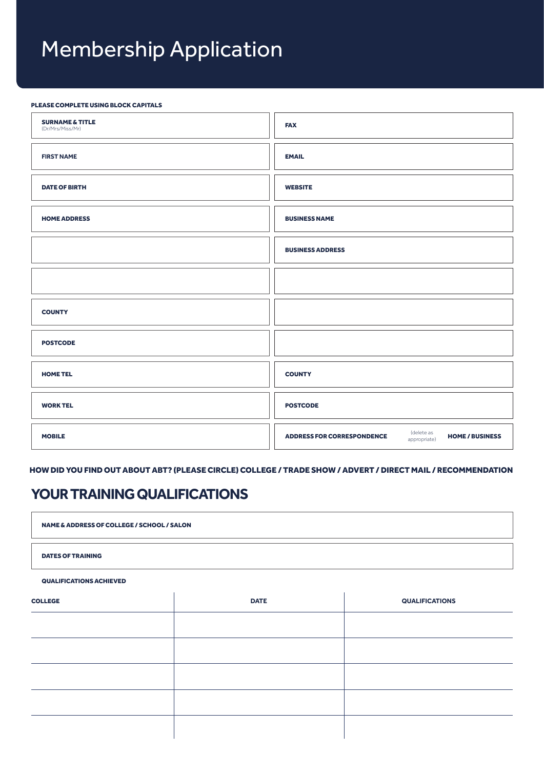# Membership Application

**PLEASE COMPLETE USING BLOCK CAPITALS**

| | |
|---|---|
| **SURNAME & TITLE** (Dr/Mrs/Miss/Mr) | **FAX** |
| **FIRST NAME** | **EMAIL** |
| **DATE OF BIRTH** | **WEBSITE** |
| **HOME ADDRESS** | **BUSINESS NAME** |
| | **BUSINESS ADDRESS** |
| | |
| **COUNTY** | |
| **POSTCODE** | |
| **HOME TEL** | **COUNTY** |
| **WORK TEL** | **POSTCODE** |
| **MOBILE** | **ADDRESS FOR CORRESPONDENCE** (delete as appropriate) **HOME / BUSINESS** |

**HOW DID YOU FIND OUT ABOUT ABT? (PLEASE CIRCLE) COLLEGE / TRADE SHOW / ADVERT / DIRECT MAIL / RECOMMENDATION**

## YOUR TRAINING QUALIFICATIONS

**NAME & ADDRESS OF COLLEGE / SCHOOL / SALON**

**DATES OF TRAINING**

**QUALIFICATIONS ACHIEVED**

| COLLEGE | DATE | QUALIFICATIONS |
|---|---|---|
| | | |
| | | |
| | | |
| | | |
| | | |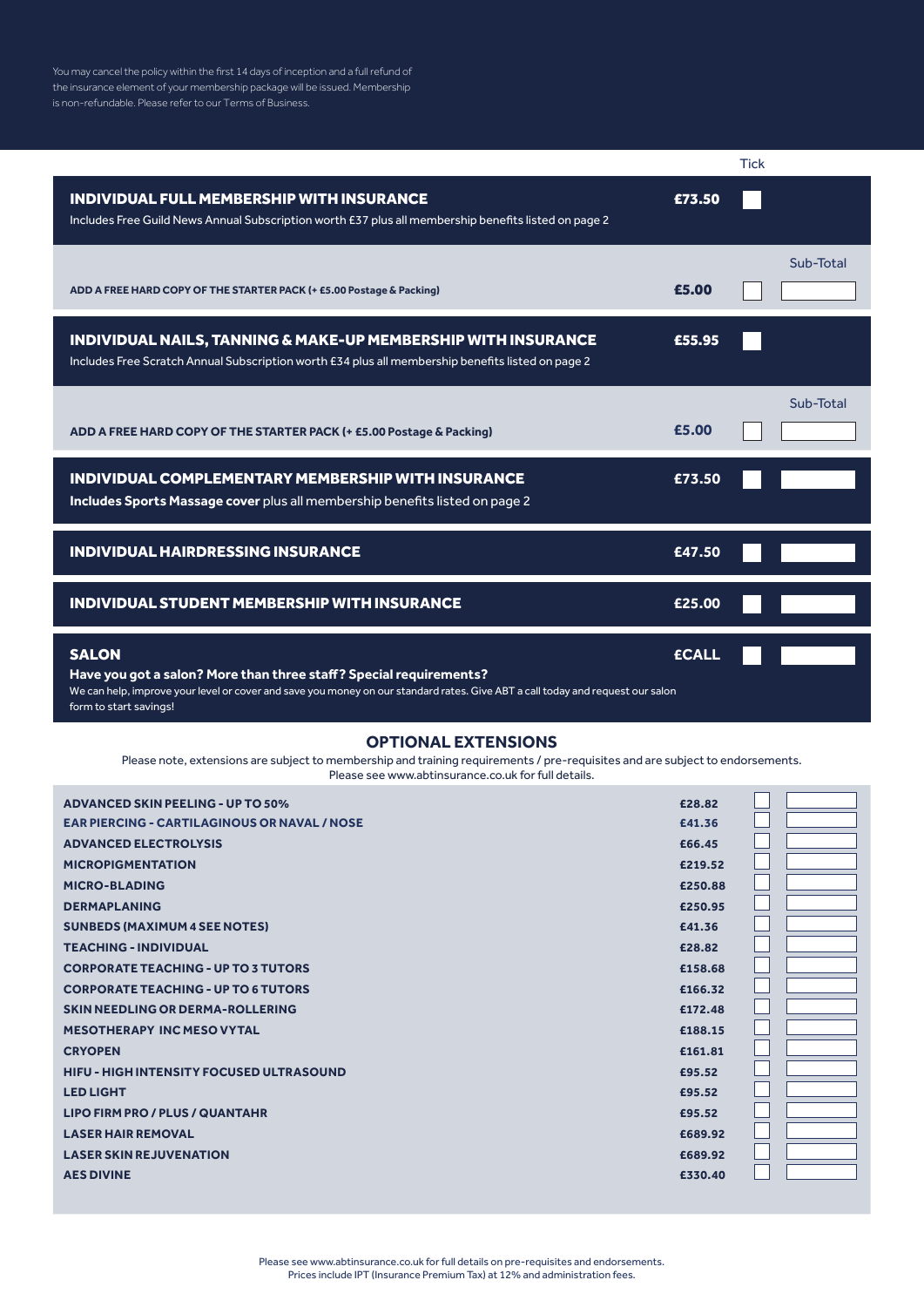You may cancel the policy within the first 14 days of inception and a full refund of the insurance element of your membership package will be issued. Membership is non-refundable. Please refer to our Terms of Business.

| | | Tick | |
|---|---|---|---|
| **INDIVIDUAL FULL MEMBERSHIP WITH INSURANCE**<br>Includes Free Guild News Annual Subscription worth £37 plus all membership benefits listed on page 2 | **£73.50** | ☐ | |
| | | | Sub-Total |
| **ADD A FREE HARD COPY OF THE STARTER PACK (+ £5.00 Postage & Packing)** | **£5.00** | ☐ | |
| **INDIVIDUAL NAILS, TANNING & MAKE-UP MEMBERSHIP WITH INSURANCE**<br>Includes Free Scratch Annual Subscription worth £34 plus all membership benefits listed on page 2 | **£55.95** | ☐ | |
| | | | Sub-Total |
| **ADD A FREE HARD COPY OF THE STARTER PACK (+ £5.00 Postage & Packing)** | **£5.00** | ☐ | |
| **INDIVIDUAL COMPLEMENTARY MEMBERSHIP WITH INSURANCE**<br>**Includes Sports Massage cover** plus all membership benefits listed on page 2 | **£73.50** | ☐ | |
| **INDIVIDUAL HAIRDRESSING INSURANCE** | **£47.50** | ☐ | |
| **INDIVIDUAL STUDENT MEMBERSHIP WITH INSURANCE** | **£25.00** | ☐ | |
| **SALON**<br>**Have you got a salon? More than three staff? Special requirements?**<br>We can help, improve your level or cover and save you money on our standard rates. Give ABT a call today and request our salon form to start savings! | **£CALL** | ☐ | |

## OPTIONAL EXTENSIONS

Please note, extensions are subject to membership and training requirements / pre-requisites and are subject to endorsements.
Please see www.abtinsurance.co.uk for full details.

| Extension | Price | Tick | |
|---|---|---|---|
| **ADVANCED SKIN PEELING - UP TO 50%** | **£28.82** | ☐ | |
| **EAR PIERCING - CARTILAGINOUS OR NAVAL / NOSE** | **£41.36** | ☐ | |
| **ADVANCED ELECTROLYSIS** | **£66.45** | ☐ | |
| **MICROPIGMENTATION** | **£219.52** | ☐ | |
| **MICRO-BLADING** | **£250.88** | ☐ | |
| **DERMAPLANING** | **£250.95** | ☐ | |
| **SUNBEDS (MAXIMUM 4 SEE NOTES)** | **£41.36** | ☐ | |
| **TEACHING - INDIVIDUAL** | **£28.82** | ☐ | |
| **CORPORATE TEACHING - UP TO 3 TUTORS** | **£158.68** | ☐ | |
| **CORPORATE TEACHING - UP TO 6 TUTORS** | **£166.32** | ☐ | |
| **SKIN NEEDLING OR DERMA-ROLLERING** | **£172.48** | ☐ | |
| **MESOTHERAPY INC MESO VYTAL** | **£188.15** | ☐ | |
| **CRYOPEN** | **£161.81** | ☐ | |
| **HIFU - HIGH INTENSITY FOCUSED ULTRASOUND** | **£95.52** | ☐ | |
| **LED LIGHT** | **£95.52** | ☐ | |
| **LIPO FIRM PRO / PLUS / QUANTAHR** | **£95.52** | ☐ | |
| **LASER HAIR REMOVAL** | **£689.92** | ☐ | |
| **LASER SKIN REJUVENATION** | **£689.92** | ☐ | |
| **AES DIVINE** | **£330.40** | ☐ | |

Please see www.abtinsurance.co.uk for full details on pre-requisites and endorsements.
Prices include IPT (Insurance Premium Tax) at 12% and administration fees.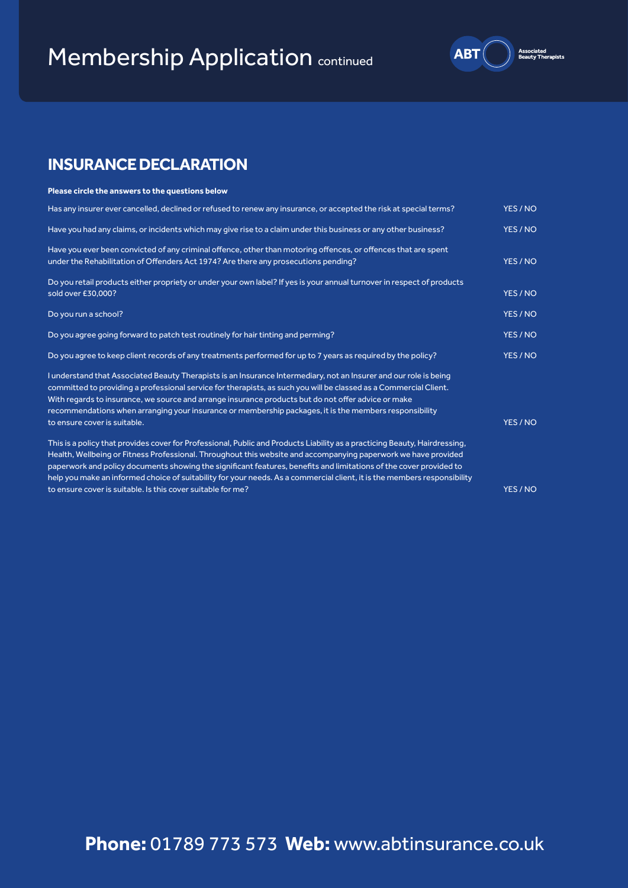# Membership Application continued

## INSURANCE DECLARATION

**Please circle the answers to the questions below**

| Question | Answer |
|---|---|
| Has any insurer ever cancelled, declined or refused to renew any insurance, or accepted the risk at special terms? | YES / NO |
| Have you had any claims, or incidents which may give rise to a claim under this business or any other business? | YES / NO |
| Have you ever been convicted of any criminal offence, other than motoring offences, or offences that are spent under the Rehabilitation of Offenders Act 1974? Are there any prosecutions pending? | YES / NO |
| Do you retail products either propriety or under your own label? If yes is your annual turnover in respect of products sold over £30,000? | YES / NO |
| Do you run a school? | YES / NO |
| Do you agree going forward to patch test routinely for hair tinting and perming? | YES / NO |
| Do you agree to keep client records of any treatments performed for up to 7 years as required by the policy? | YES / NO |
| I understand that Associated Beauty Therapists is an Insurance Intermediary, not an Insurer and our role is being committed to providing a professional service for therapists, as such you will be classed as a Commercial Client. With regards to insurance, we source and arrange insurance products but do not offer advice or make recommendations when arranging your insurance or membership packages, it is the members responsibility to ensure cover is suitable. | YES / NO |
| This is a policy that provides cover for Professional, Public and Products Liability as a practicing Beauty, Hairdressing, Health, Wellbeing or Fitness Professional. Throughout this website and accompanying paperwork we have provided paperwork and policy documents showing the significant features, benefits and limitations of the cover provided to help you make an informed choice of suitability for your needs. As a commercial client, it is the members responsibility to ensure cover is suitable. Is this cover suitable for me? | YES / NO |

**Phone:** 01789 773 573 **Web:** www.abtinsurance.co.uk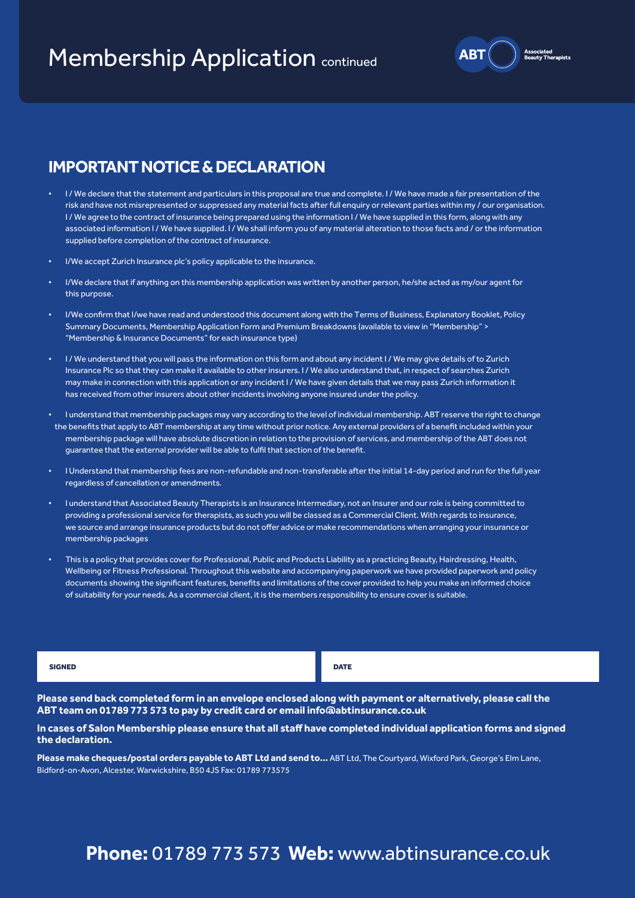# Membership Application continued

ABT Associated Beauty Therapists

## IMPORTANT NOTICE & DECLARATION

- I / We declare that the statement and particulars in this proposal are true and complete. I / We have made a fair presentation of the risk and have not misrepresented or suppressed any material facts after full enquiry or relevant parties within my / our organisation. I / We agree to the contract of insurance being prepared using the information I / We have supplied in this form, along with any associated information I / We have supplied. I / We shall inform you of any material alteration to those facts and / or the information supplied before completion of the contract of insurance.
- I/We accept Zurich Insurance plc's policy applicable to the insurance.
- I/We declare that if anything on this membership application was written by another person, he/she acted as my/our agent for this purpose.
- I/We confirm that I/we have read and understood this document along with the Terms of Business, Explanatory Booklet, Policy Summary Documents, Membership Application Form and Premium Breakdowns (available to view in "Membership" > "Membership & Insurance Documents" for each insurance type)
- I / We understand that you will pass the information on this form and about any incident I / We may give details of to Zurich Insurance Plc so that they can make it available to other insurers. I / We also understand that, in respect of searches Zurich may make in connection with this application or any incident I / We have given details that we may pass Zurich information it has received from other insurers about other incidents involving anyone insured under the policy.
- I understand that membership packages may vary according to the level of individual membership. ABT reserve the right to change the benefits that apply to ABT membership at any time without prior notice. Any external providers of a benefit included within your membership package will have absolute discretion in relation to the provision of services, and membership of the ABT does not guarantee that the external provider will be able to fulfil that section of the benefit.
- I Understand that membership fees are non-refundable and non-transferable after the initial 14-day period and run for the full year regardless of cancellation or amendments.
- I understand that Associated Beauty Therapists is an Insurance Intermediary, not an Insurer and our role is being committed to providing a professional service for therapists, as such you will be classed as a Commercial Client. With regards to insurance, we source and arrange insurance products but do not offer advice or make recommendations when arranging your insurance or membership packages
- This is a policy that provides cover for Professional, Public and Products Liability as a practicing Beauty, Hairdressing, Health, Wellbeing or Fitness Professional. Throughout this website and accompanying paperwork we have provided paperwork and policy documents showing the significant features, benefits and limitations of the cover provided to help you make an informed choice of suitability for your needs. As a commercial client, it is the members responsibility to ensure cover is suitable.

| SIGNED | DATE |
|---|---|
| | |

**Please send back completed form in an envelope enclosed along with payment or alternatively, please call the ABT team on 01789 773 573 to pay by credit card or email info@abtinsurance.co.uk**

**In cases of Salon Membership please ensure that all staff have completed individual application forms and signed the declaration.**

**Please make cheques/postal orders payable to ABT Ltd and send to...** ABT Ltd, The Courtyard, Wixford Park, George's Elm Lane, Bidford-on-Avon, Alcester, Warwickshire, B50 4JS Fax: 01789 773575

**Phone:** 01789 773 573 **Web:** www.abtinsurance.co.uk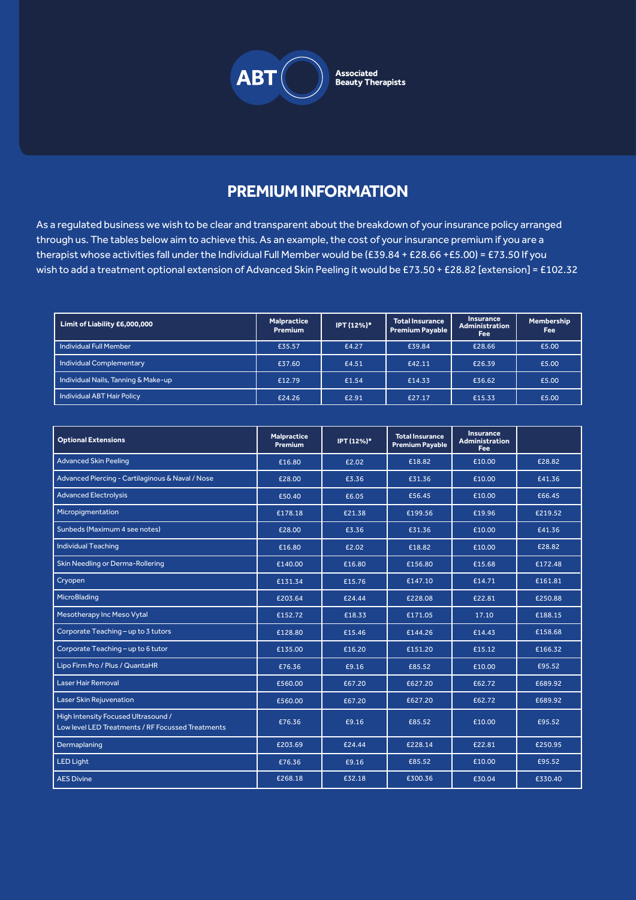ABT Associated Beauty Therapists

# PREMIUM INFORMATION

As a regulated business we wish to be clear and transparent about the breakdown of your insurance policy arranged through us. The tables below aim to achieve this. As an example, the cost of your insurance premium if you are a therapist whose activities fall under the Individual Full Member would be (£39.84 + £28.66 +£5.00) = £73.50 If you wish to add a treatment optional extension of Advanced Skin Peeling it would be £73.50 + £28.82 [extension] = £102.32

| Limit of Liability £6,000,000 | Malpractice Premium | IPT (12%)* | Total Insurance Premium Payable | Insurance Administration Fee | Membership Fee |
|---|---|---|---|---|---|
| Individual Full Member | £35.57 | £4.27 | £39.84 | £28.66 | £5.00 |
| Individual Complementary | £37.60 | £4.51 | £42.11 | £26.39 | £5.00 |
| Individual Nails, Tanning & Make-up | £12.79 | £1.54 | £14.33 | £36.62 | £5.00 |
| Individual ABT Hair Policy | £24.26 | £2.91 | £27.17 | £15.33 | £5.00 |

| Optional Extensions | Malpractice Premium | IPT (12%)* | Total Insurance Premium Payable | Insurance Administration Fee | |
|---|---|---|---|---|---|
| Advanced Skin Peeling | £16.80 | £2.02 | £18.82 | £10.00 | £28.82 |
| Advanced Piercing - Cartilaginous & Naval / Nose | £28.00 | £3.36 | £31.36 | £10.00 | £41.36 |
| Advanced Electrolysis | £50.40 | £6.05 | £56.45 | £10.00 | £66.45 |
| Micropigmentation | £178.18 | £21.38 | £199.56 | £19.96 | £219.52 |
| Sunbeds (Maximum 4 see notes) | £28.00 | £3.36 | £31.36 | £10.00 | £41.36 |
| Individual Teaching | £16.80 | £2.02 | £18.82 | £10.00 | £28.82 |
| Skin Needling or Derma-Rollering | £140.00 | £16.80 | £156.80 | £15.68 | £172.48 |
| Cryopen | £131.34 | £15.76 | £147.10 | £14.71 | £161.81 |
| MicroBlading | £203.64 | £24.44 | £228.08 | £22.81 | £250.88 |
| Mesotherapy Inc Meso Vytal | £152.72 | £18.33 | £171.05 | 17.10 | £188.15 |
| Corporate Teaching – up to 3 tutors | £128.80 | £15.46 | £144.26 | £14.43 | £158.68 |
| Corporate Teaching – up to 6 tutor | £135.00 | £16.20 | £151.20 | £15.12 | £166.32 |
| Lipo Firm Pro / Plus / QuantaHR | £76.36 | £9.16 | £85.52 | £10.00 | £95.52 |
| Laser Hair Removal | £560.00 | £67.20 | £627.20 | £62.72 | £689.92 |
| Laser Skin Rejuvenation | £560.00 | £67.20 | £627.20 | £62.72 | £689.92 |
| High Intensity Focused Ultrasound / Low level LED Treatments / RF Focussed Treatments | £76.36 | £9.16 | £85.52 | £10.00 | £95.52 |
| Dermaplaning | £203.69 | £24.44 | £228.14 | £22.81 | £250.95 |
| LED Light | £76.36 | £9.16 | £85.52 | £10.00 | £95.52 |
| AES Divine | £268.18 | £32.18 | £300.36 | £30.04 | £330.40 |